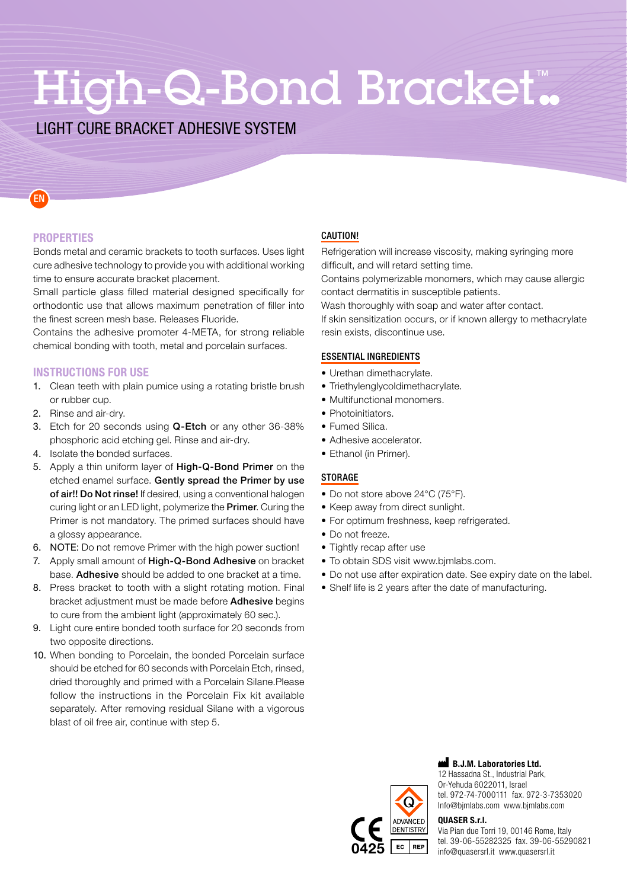# High-Q-Bond Bracket™

## LIGHT CURE BRACKET ADHESIVE SYSTEM

EN

### PROPERTIES

Bonds metal and ceramic brackets to tooth surfaces. Uses light cure adhesive technology to provide you with additional working time to ensure accurate bracket placement.

Small particle glass filled material designed specifically for orthodontic use that allows maximum penetration of filler into the finest screen mesh base. Releases Fluoride.

Contains the adhesive promoter 4-META, for strong reliable chemical bonding with tooth, metal and porcelain surfaces.

### INSTRUCTIONS FOR USE

1. Clean teeth with plain pumice using a rotating bristle brush or rubber cup.
2. Rinse and air-dry.
3. Etch for 20 seconds using **Q-Etch** or any other 36-38% phosphoric acid etching gel. Rinse and air-dry.
4. Isolate the bonded surfaces.
5. Apply a thin uniform layer of **High-Q-Bond Primer** on the etched enamel surface. **Gently spread the Primer by use of air!! Do Not rinse!** If desired, using a conventional halogen curing light or an LED light, polymerize the **Primer**. Curing the Primer is not mandatory. The primed surfaces should have a glossy appearance.
6. NOTE: Do not remove Primer with the high power suction!
7. Apply small amount of **High-Q-Bond Adhesive** on bracket base. **Adhesive** should be added to one bracket at a time.
8. Press bracket to tooth with a slight rotating motion. Final bracket adjustment must be made before **Adhesive** begins to cure from the ambient light (approximately 60 sec.).
9. Light cure entire bonded tooth surface for 20 seconds from two opposite directions.
10. When bonding to Porcelain, the bonded Porcelain surface should be etched for 60 seconds with Porcelain Etch, rinsed, dried thoroughly and primed with a Porcelain Silane.Please follow the instructions in the Porcelain Fix kit available separately. After removing residual Silane with a vigorous blast of oil free air, continue with step 5.

### CAUTION!

Refrigeration will increase viscosity, making syringing more difficult, and will retard setting time.

Contains polymerizable monomers, which may cause allergic contact dermatitis in susceptible patients.

Wash thoroughly with soap and water after contact.

If skin sensitization occurs, or if known allergy to methacrylate resin exists, discontinue use.

### ESSENTIAL INGREDIENTS

- Urethan dimethacrylate.
- Triethylenglycoldimethacrylate.
- Multifunctional monomers.
- Photoinitiators.
- Fumed Silica.
- Adhesive accelerator.
- Ethanol (in Primer).

### STORAGE

- Do not store above 24°C (75°F).
- Keep away from direct sunlight.
- For optimum freshness, keep refrigerated.
- Do not freeze.
- Tightly recap after use
- To obtain SDS visit www.bjmlabs.com.
- Do not use after expiration date. See expiry date on the label.
- Shelf life is 2 years after the date of manufacturing.

CE 0425

ADVANCED DENTISTRY

EC REP

**B.J.M. Laboratories Ltd.**
12 Hassadna St., Industrial Park,
Or-Yehuda 6022011, Israel
tel. 972-74-7000111 fax. 972-3-7353020
Info@bjmlabs.com www.bjmlabs.com

**QUASER S.r.l.**
Via Pian due Torri 19, 00146 Rome, Italy
tel. 39-06-55282325 fax. 39-06-55290821
info@quasersrl.it www.quasersrl.it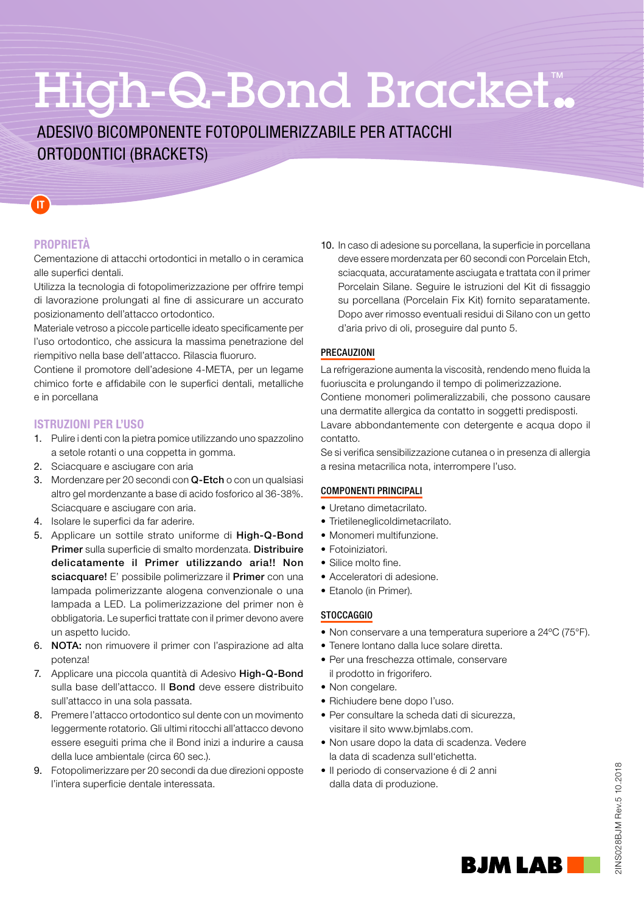# High-Q-Bond Bracket™

ADESIVO BICOMPONENTE FOTOPOLIMERIZZABILE PER ATTACCHI ORTODONTICI (BRACKETS)

IT

## PROPRIETÀ

Cementazione di attacchi ortodontici in metallo o in ceramica alle superfici dentali.

Utilizza la tecnologia di fotopolimerizzazione per offrire tempi di lavorazione prolungati al fine di assicurare un accurato posizionamento dell'attacco ortodontico.

Materiale vetroso a piccole particelle ideato specificamente per l'uso ortodontico, che assicura la massima penetrazione del riempitivo nella base dell'attacco. Rilascia fluoruro.

Contiene il promotore dell'adesione 4-META, per un legame chimico forte e affidabile con le superfici dentali, metalliche e in porcellana

## ISTRUZIONI PER L'USO

1. Pulire i denti con la pietra pomice utilizzando uno spazzolino a setole rotanti o una coppetta in gomma.
2. Sciacquare e asciugare con aria
3. Mordenzare per 20 secondi con **Q-Etch** o con un qualsiasi altro gel mordenzante a base di acido fosforico al 36-38%. Sciacquare e asciugare con aria.
4. Isolare le superfici da far aderire.
5. Applicare un sottile strato uniforme di **High-Q-Bond Primer** sulla superficie di smalto mordenzata. **Distribuire delicatamente il Primer utilizzando aria!! Non sciacquare!** E' possibile polimerizzare il **Primer** con una lampada polimerizzante alogena convenzionale o una lampada a LED. La polimerizzazione del primer non è obbligatoria. Le superfici trattate con il primer devono avere un aspetto lucido.
6. **NOTA:** non rimuovere il primer con l'aspirazione ad alta potenza!
7. Applicare una piccola quantità di Adesivo **High-Q-Bond** sulla base dell'attacco. Il **Bond** deve essere distribuito sull'attacco in una sola passata.
8. Premere l'attacco ortodontico sul dente con un movimento leggermente rotatorio. Gli ultimi ritocchi all'attacco devono essere eseguiti prima che il Bond inizi a indurire a causa della luce ambientale (circa 60 sec.).
9. Fotopolimerizzare per 20 secondi da due direzioni opposte l'intera superficie dentale interessata.
10. In caso di adesione su porcellana, la superficie in porcellana deve essere mordenzata per 60 secondi con Porcelain Etch, sciacquata, accuratamente asciugata e trattata con il primer Porcelain Silane. Seguire le istruzioni del Kit di fissaggio su porcellana (Porcelain Fix Kit) fornito separatamente. Dopo aver rimosso eventuali residui di Silano con un getto d'aria privo di oli, proseguire dal punto 5.

## PRECAUZIONI

La refrigerazione aumenta la viscosità, rendendo meno fluida la fuoriuscita e prolungando il tempo di polimerizzazione.

Contiene monomeri polimeralizzabili, che possono causare una dermatite allergica da contatto in soggetti predisposti.

Lavare abbondantemente con detergente e acqua dopo il contatto.

Se si verifica sensibilizzazione cutanea o in presenza di allergia a resina metacrilica nota, interrompere l'uso.

## COMPONENTI PRINCIPALI

- Uretano dimetacrilato.
- Trietileneglicoldimetacrilato.
- Monomeri multifunzione.
- Fotoiniziatori.
- Silice molto fine.
- Acceleratori di adesione.
- Etanolo (in Primer).

## STOCCAGGIO

- Non conservare a una temperatura superiore a 24°C (75°F).
- Tenere lontano dalla luce solare diretta.
- Per una freschezza ottimale, conservare il prodotto in frigorifero.
- Non congelare.
- Richiudere bene dopo l'uso.
- Per consultare la scheda dati di sicurezza, visitare il sito www.bjmlabs.com.
- Non usare dopo la data di scadenza. Vedere la data di scadenza sull'etichetta.
- Il periodo di conservazione é di 2 anni dalla data di produzione.

BJM LAB

2INS028BJM Rev.5 10.2018